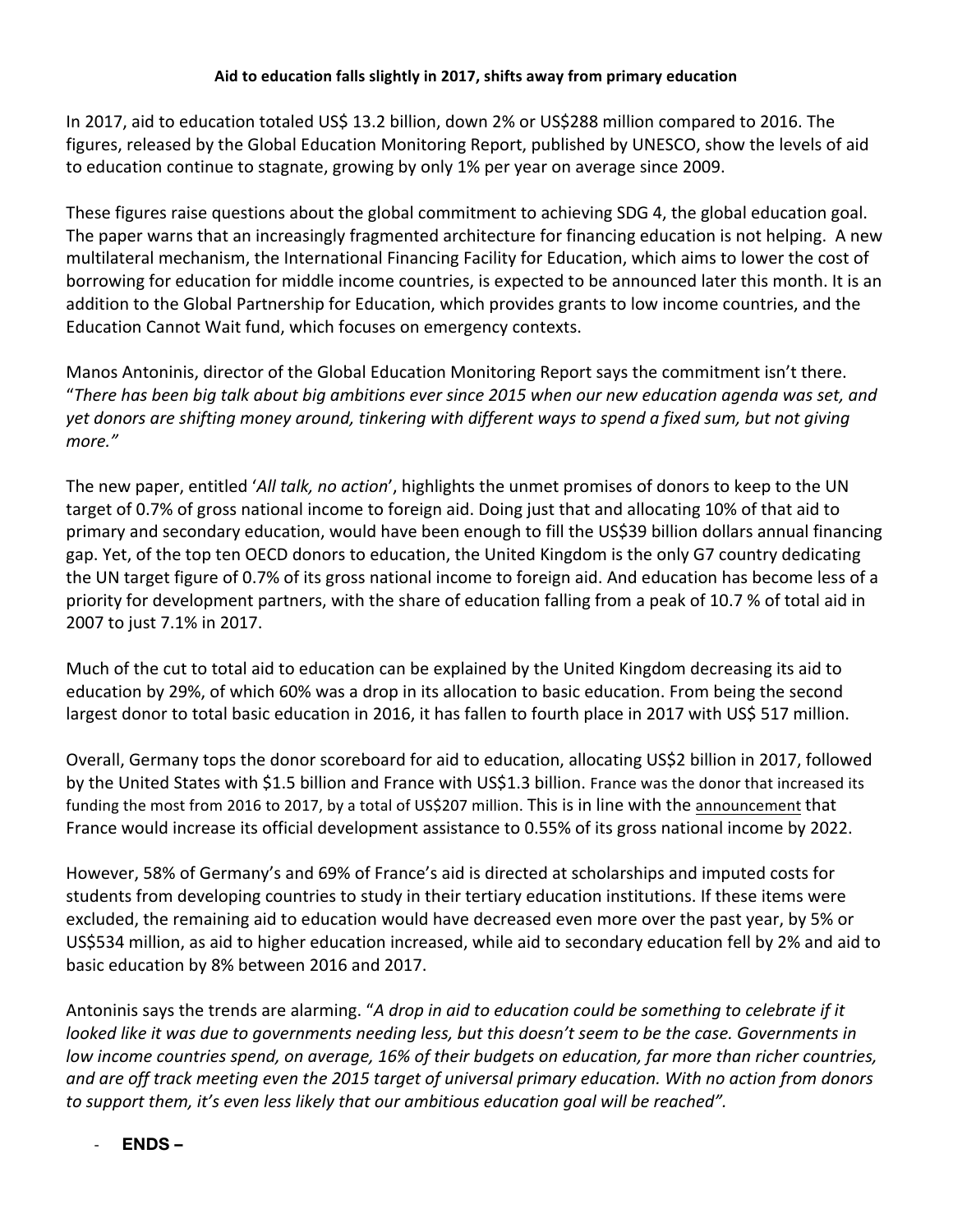**Aid to education falls slightly in 2017, shifts away from primary education**

In 2017, aid to education totaled US$ 13.2 billion, down 2% or US$288 million compared to 2016. The figures, released by the Global Education Monitoring Report, published by UNESCO, show the levels of aid to education continue to stagnate, growing by only 1% per year on average since 2009.

These figures raise questions about the global commitment to achieving SDG 4, the global education goal. The paper warns that an increasingly fragmented architecture for financing education is not helping. A new multilateral mechanism, the International Financing Facility for Education, which aims to lower the cost of borrowing for education for middle income countries, is expected to be announced later this month. It is an addition to the Global Partnership for Education, which provides grants to low income countries, and the Education Cannot Wait fund, which focuses on emergency contexts.

Manos Antoninis, director of the Global Education Monitoring Report says the commitment isn't there. "*There has been big talk about big ambitions ever since 2015 when our new education agenda was set, and yet donors are shifting money around, tinkering with different ways to spend a fixed sum, but not giving more.*"

The new paper, entitled '*All talk, no action*', highlights the unmet promises of donors to keep to the UN target of 0.7% of gross national income to foreign aid. Doing just that and allocating 10% of that aid to primary and secondary education, would have been enough to fill the US$39 billion dollars annual financing gap. Yet, of the top ten OECD donors to education, the United Kingdom is the only G7 country dedicating the UN target figure of 0.7% of its gross national income to foreign aid. And education has become less of a priority for development partners, with the share of education falling from a peak of 10.7 % of total aid in 2007 to just 7.1% in 2017.

Much of the cut to total aid to education can be explained by the United Kingdom decreasing its aid to education by 29%, of which 60% was a drop in its allocation to basic education. From being the second largest donor to total basic education in 2016, it has fallen to fourth place in 2017 with US$ 517 million.

Overall, Germany tops the donor scoreboard for aid to education, allocating US$2 billion in 2017, followed by the United States with $1.5 billion and France with US$1.3 billion. France was the donor that increased its funding the most from 2016 to 2017, by a total of US$207 million. This is in line with the announcement that France would increase its official development assistance to 0.55% of its gross national income by 2022.

However, 58% of Germany's and 69% of France's aid is directed at scholarships and imputed costs for students from developing countries to study in their tertiary education institutions. If these items were excluded, the remaining aid to education would have decreased even more over the past year, by 5% or US$534 million, as aid to higher education increased, while aid to secondary education fell by 2% and aid to basic education by 8% between 2016 and 2017.

Antoninis says the trends are alarming. "*A drop in aid to education could be something to celebrate if it looked like it was due to governments needing less, but this doesn't seem to be the case. Governments in low income countries spend, on average, 16% of their budgets on education, far more than richer countries, and are off track meeting even the 2015 target of universal primary education. With no action from donors to support them, it's even less likely that our ambitious education goal will be reached*".

- **ENDS –**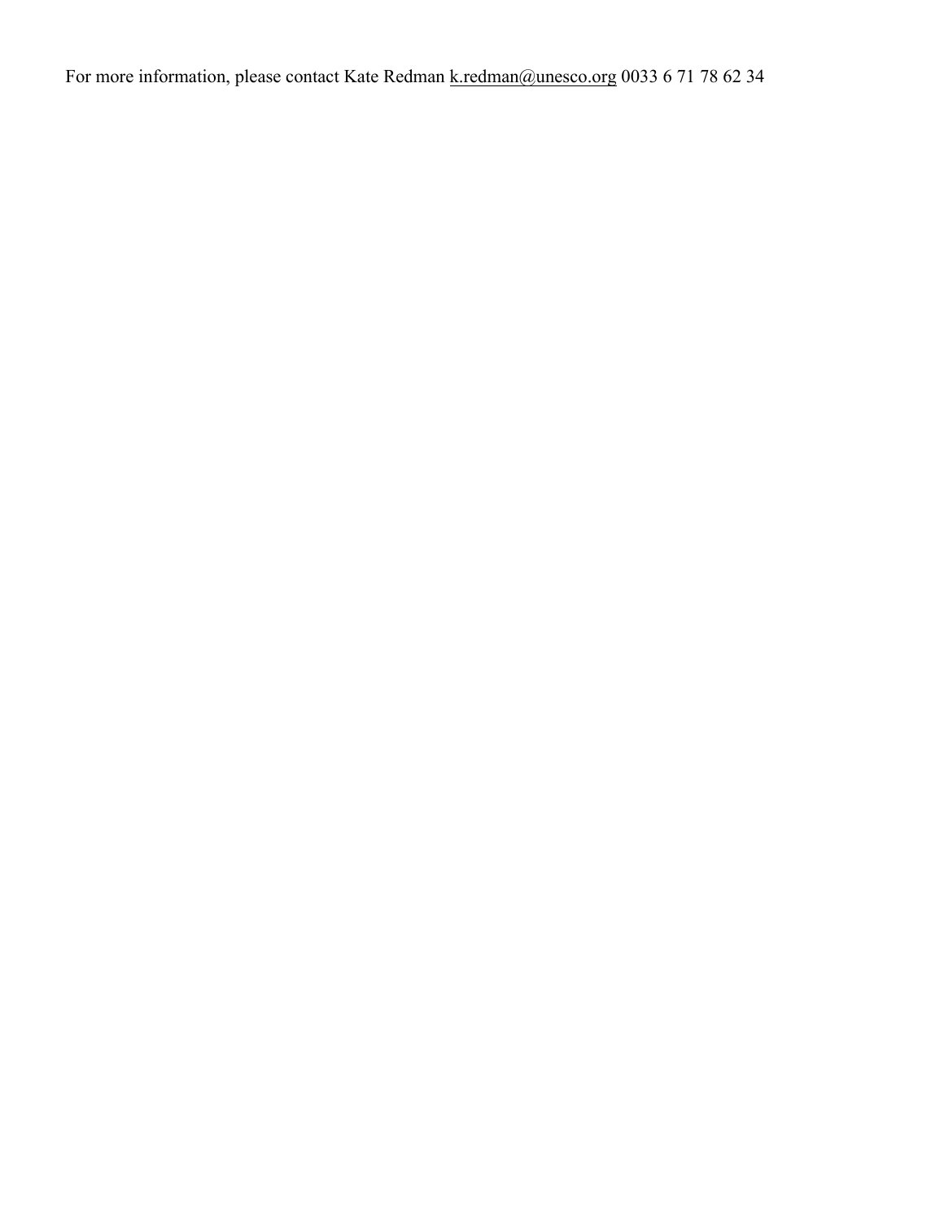For more information, please contact Kate Redman k.redman@unesco.org 0033 6 71 78 62 34